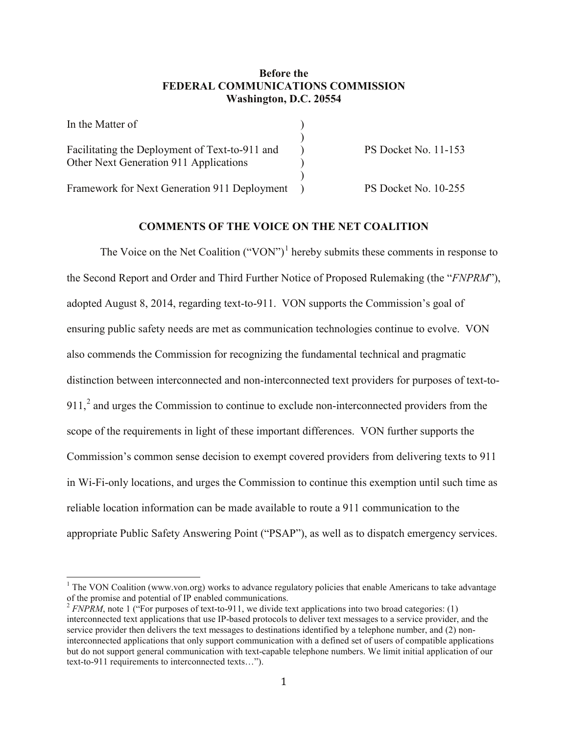**Before the**
**FEDERAL COMMUNICATIONS COMMISSION**
**Washington, D.C. 20554**

| | | |
|---|---|---|
| In the Matter of | ) | |
| | ) | |
| Facilitating the Deployment of Text-to-911 and Other Next Generation 911 Applications | ) | PS Docket No. 11-153 |
| | ) | |
| Framework for Next Generation 911 Deployment | ) | PS Docket No. 10-255 |

## COMMENTS OF THE VOICE ON THE NET COALITION

The Voice on the Net Coalition ("VON")[1] hereby submits these comments in response to the Second Report and Order and Third Further Notice of Proposed Rulemaking (the "*FNPRM*"), adopted August 8, 2014, regarding text-to-911. VON supports the Commission's goal of ensuring public safety needs are met as communication technologies continue to evolve. VON also commends the Commission for recognizing the fundamental technical and pragmatic distinction between interconnected and non-interconnected text providers for purposes of text-to-911,[2] and urges the Commission to continue to exclude non-interconnected providers from the scope of the requirements in light of these important differences. VON further supports the Commission's common sense decision to exempt covered providers from delivering texts to 911 in Wi-Fi-only locations, and urges the Commission to continue this exemption until such time as reliable location information can be made available to route a 911 communication to the appropriate Public Safety Answering Point ("PSAP"), as well as to dispatch emergency services.

---

[1] The VON Coalition (www.von.org) works to advance regulatory policies that enable Americans to take advantage of the promise and potential of IP enabled communications.

[2] *FNPRM*, note 1 ("For purposes of text-to-911, we divide text applications into two broad categories: (1) interconnected text applications that use IP-based protocols to deliver text messages to a service provider, and the service provider then delivers the text messages to destinations identified by a telephone number, and (2) non-interconnected applications that only support communication with a defined set of users of compatible applications but do not support general communication with text-capable telephone numbers. We limit initial application of our text-to-911 requirements to interconnected texts…").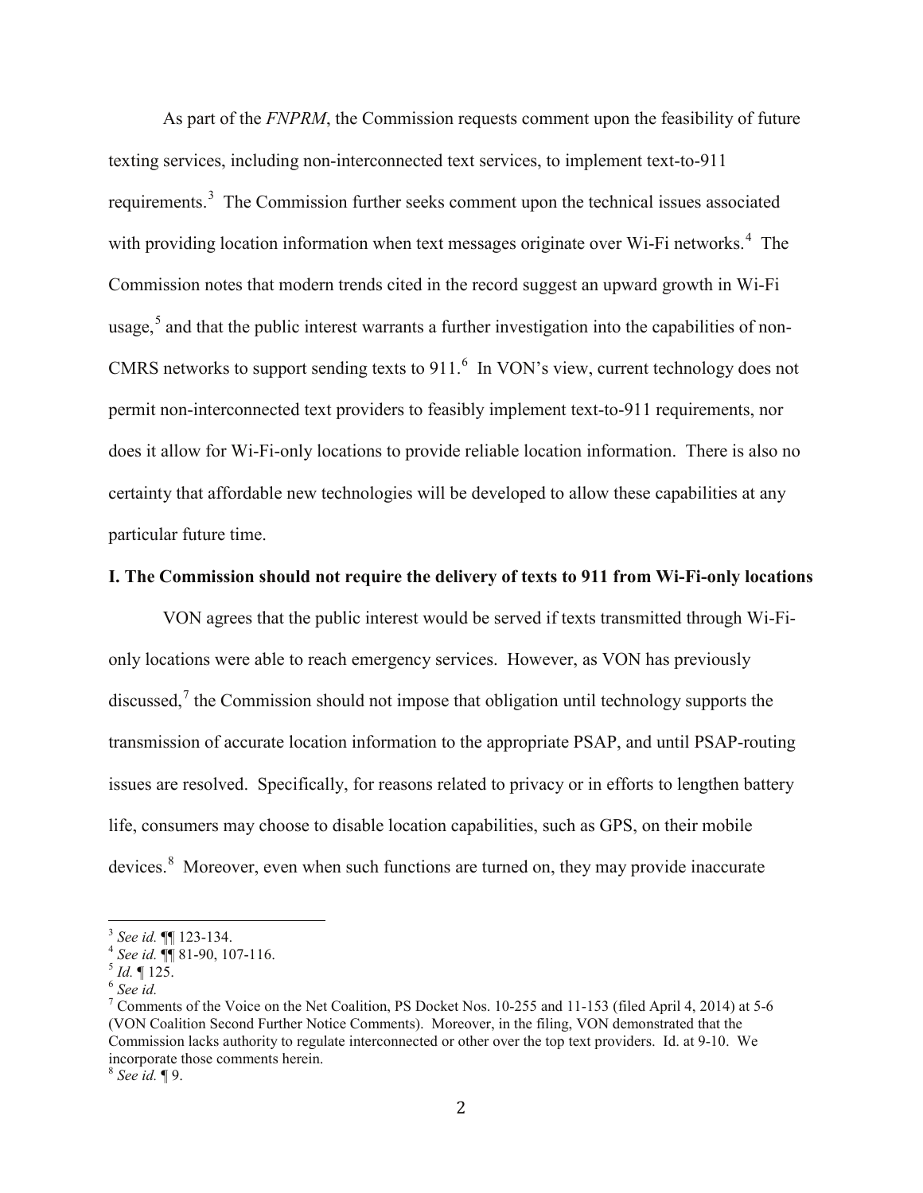As part of the *FNPRM*, the Commission requests comment upon the feasibility of future texting services, including non-interconnected text services, to implement text-to-911 requirements.[3] The Commission further seeks comment upon the technical issues associated with providing location information when text messages originate over Wi-Fi networks.[4] The Commission notes that modern trends cited in the record suggest an upward growth in Wi-Fi usage,[5] and that the public interest warrants a further investigation into the capabilities of non-CMRS networks to support sending texts to 911.[6] In VON's view, current technology does not permit non-interconnected text providers to feasibly implement text-to-911 requirements, nor does it allow for Wi-Fi-only locations to provide reliable location information. There is also no certainty that affordable new technologies will be developed to allow these capabilities at any particular future time.

**I. The Commission should not require the delivery of texts to 911 from Wi-Fi-only locations**

VON agrees that the public interest would be served if texts transmitted through Wi-Fi-only locations were able to reach emergency services. However, as VON has previously discussed,[7] the Commission should not impose that obligation until technology supports the transmission of accurate location information to the appropriate PSAP, and until PSAP-routing issues are resolved. Specifically, for reasons related to privacy or in efforts to lengthen battery life, consumers may choose to disable location capabilities, such as GPS, on their mobile devices.[8] Moreover, even when such functions are turned on, they may provide inaccurate

---

[3] *See id.* ¶¶ 123-134.

[4] *See id.* ¶¶ 81-90, 107-116.

[5] *Id.* ¶ 125.

[6] *See id.*

[7] Comments of the Voice on the Net Coalition, PS Docket Nos. 10-255 and 11-153 (filed April 4, 2014) at 5-6 (VON Coalition Second Further Notice Comments). Moreover, in the filing, VON demonstrated that the Commission lacks authority to regulate interconnected or other over the top text providers. Id. at 9-10. We incorporate those comments herein.

[8] *See id.* ¶ 9.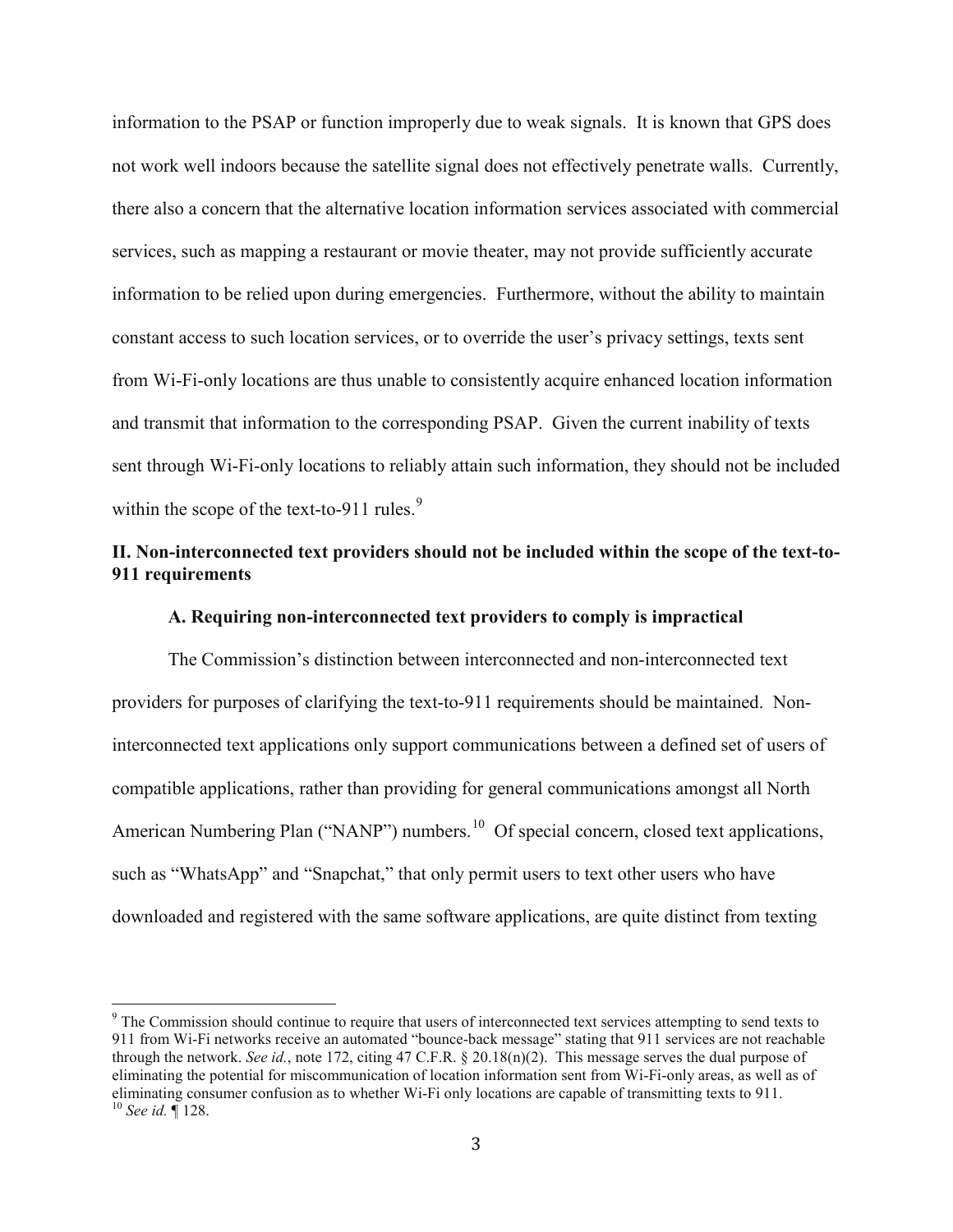information to the PSAP or function improperly due to weak signals. It is known that GPS does not work well indoors because the satellite signal does not effectively penetrate walls. Currently, there also a concern that the alternative location information services associated with commercial services, such as mapping a restaurant or movie theater, may not provide sufficiently accurate information to be relied upon during emergencies. Furthermore, without the ability to maintain constant access to such location services, or to override the user's privacy settings, texts sent from Wi-Fi-only locations are thus unable to consistently acquire enhanced location information and transmit that information to the corresponding PSAP. Given the current inability of texts sent through Wi-Fi-only locations to reliably attain such information, they should not be included within the scope of the text-to-911 rules.[9]

## II. Non-interconnected text providers should not be included within the scope of the text-to-911 requirements

### A. Requiring non-interconnected text providers to comply is impractical

The Commission's distinction between interconnected and non-interconnected text providers for purposes of clarifying the text-to-911 requirements should be maintained. Non-interconnected text applications only support communications between a defined set of users of compatible applications, rather than providing for general communications amongst all North American Numbering Plan ("NANP") numbers.[10] Of special concern, closed text applications, such as "WhatsApp" and "Snapchat," that only permit users to text other users who have downloaded and registered with the same software applications, are quite distinct from texting

---

[9] The Commission should continue to require that users of interconnected text services attempting to send texts to 911 from Wi-Fi networks receive an automated "bounce-back message" stating that 911 services are not reachable through the network. *See id.*, note 172, citing 47 C.F.R. § 20.18(n)(2). This message serves the dual purpose of eliminating the potential for miscommunication of location information sent from Wi-Fi-only areas, as well as of eliminating consumer confusion as to whether Wi-Fi only locations are capable of transmitting texts to 911.

[10] *See id.* ¶ 128.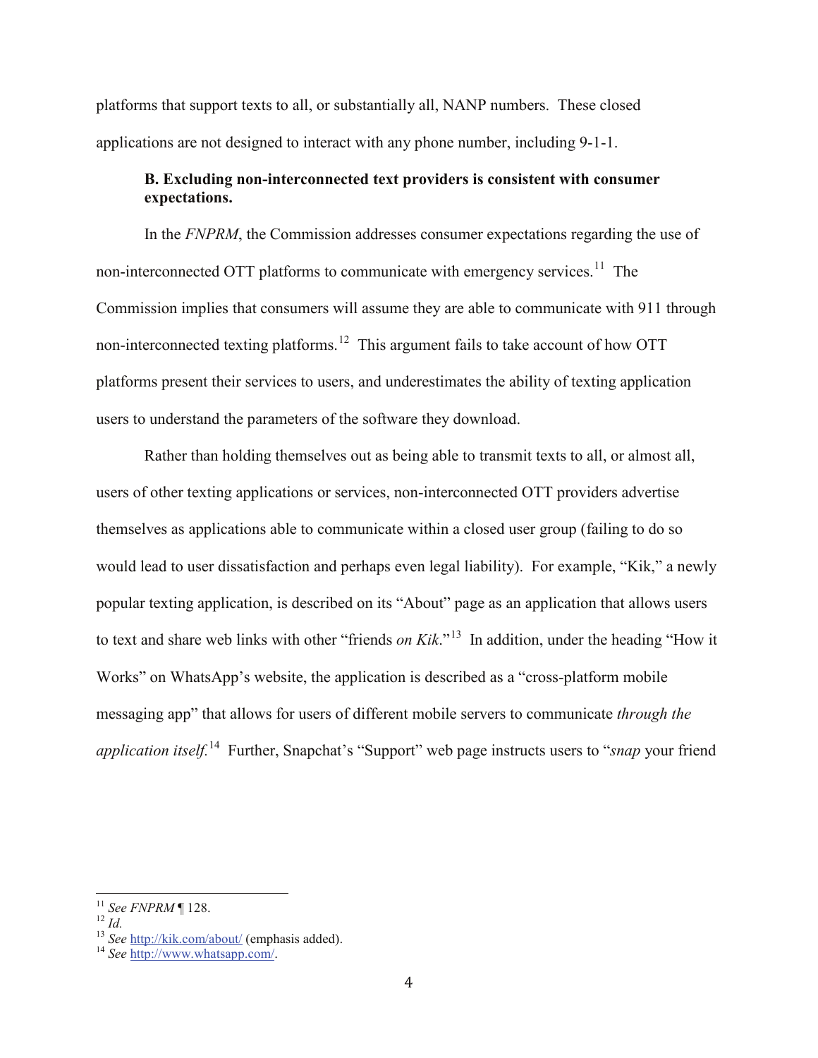platforms that support texts to all, or substantially all, NANP numbers. These closed applications are not designed to interact with any phone number, including 9-1-1.

### B. Excluding non-interconnected text providers is consistent with consumer expectations.

In the *FNPRM*, the Commission addresses consumer expectations regarding the use of non-interconnected OTT platforms to communicate with emergency services.[11] The Commission implies that consumers will assume they are able to communicate with 911 through non-interconnected texting platforms.[12] This argument fails to take account of how OTT platforms present their services to users, and underestimates the ability of texting application users to understand the parameters of the software they download.

Rather than holding themselves out as being able to transmit texts to all, or almost all, users of other texting applications or services, non-interconnected OTT providers advertise themselves as applications able to communicate within a closed user group (failing to do so would lead to user dissatisfaction and perhaps even legal liability). For example, "Kik," a newly popular texting application, is described on its "About" page as an application that allows users to text and share web links with other "friends *on Kik*."[13] In addition, under the heading "How it Works" on WhatsApp's website, the application is described as a "cross-platform mobile messaging app" that allows for users of different mobile servers to communicate *through the application itself*.[14] Further, Snapchat's "Support" web page instructs users to "*snap* your friend

---

[11] *See FNPRM* ¶ 128.

[12] *Id.*

[13] *See* http://kik.com/about/ (emphasis added).

[14] *See* http://www.whatsapp.com/.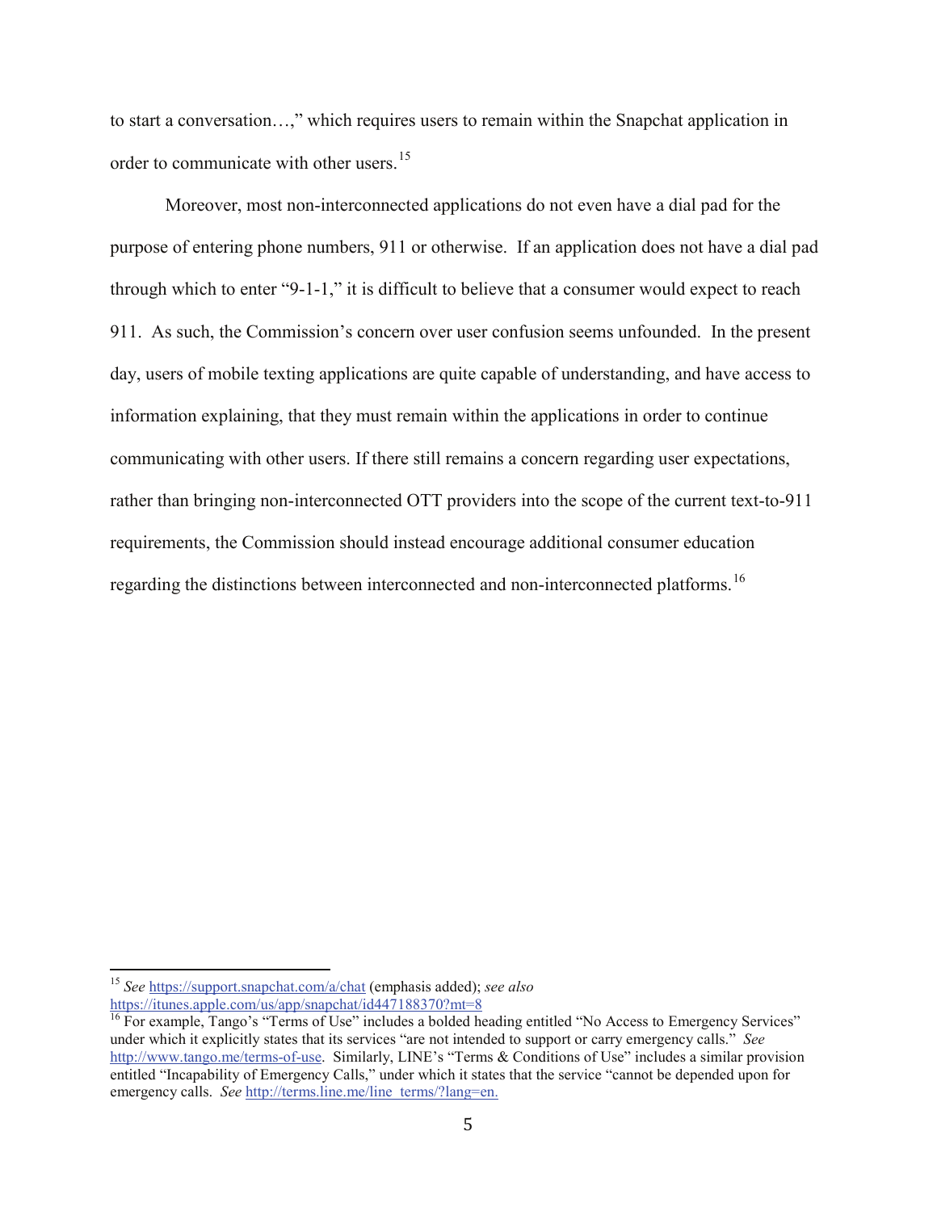to start a conversation…," which requires users to remain within the Snapchat application in order to communicate with other users.[15]

Moreover, most non-interconnected applications do not even have a dial pad for the purpose of entering phone numbers, 911 or otherwise. If an application does not have a dial pad through which to enter "9-1-1," it is difficult to believe that a consumer would expect to reach 911. As such, the Commission's concern over user confusion seems unfounded. In the present day, users of mobile texting applications are quite capable of understanding, and have access to information explaining, that they must remain within the applications in order to continue communicating with other users. If there still remains a concern regarding user expectations, rather than bringing non-interconnected OTT providers into the scope of the current text-to-911 requirements, the Commission should instead encourage additional consumer education regarding the distinctions between interconnected and non-interconnected platforms.[16]

---

[15] *See* https://support.snapchat.com/a/chat (emphasis added); *see also* https://itunes.apple.com/us/app/snapchat/id447188370?mt=8

[16] For example, Tango's "Terms of Use" includes a bolded heading entitled "No Access to Emergency Services" under which it explicitly states that its services "are not intended to support or carry emergency calls." *See* http://www.tango.me/terms-of-use. Similarly, LINE's "Terms & Conditions of Use" includes a similar provision entitled "Incapability of Emergency Calls," under which it states that the service "cannot be depended upon for emergency calls. *See* http://terms.line.me/line_terms/?lang=en.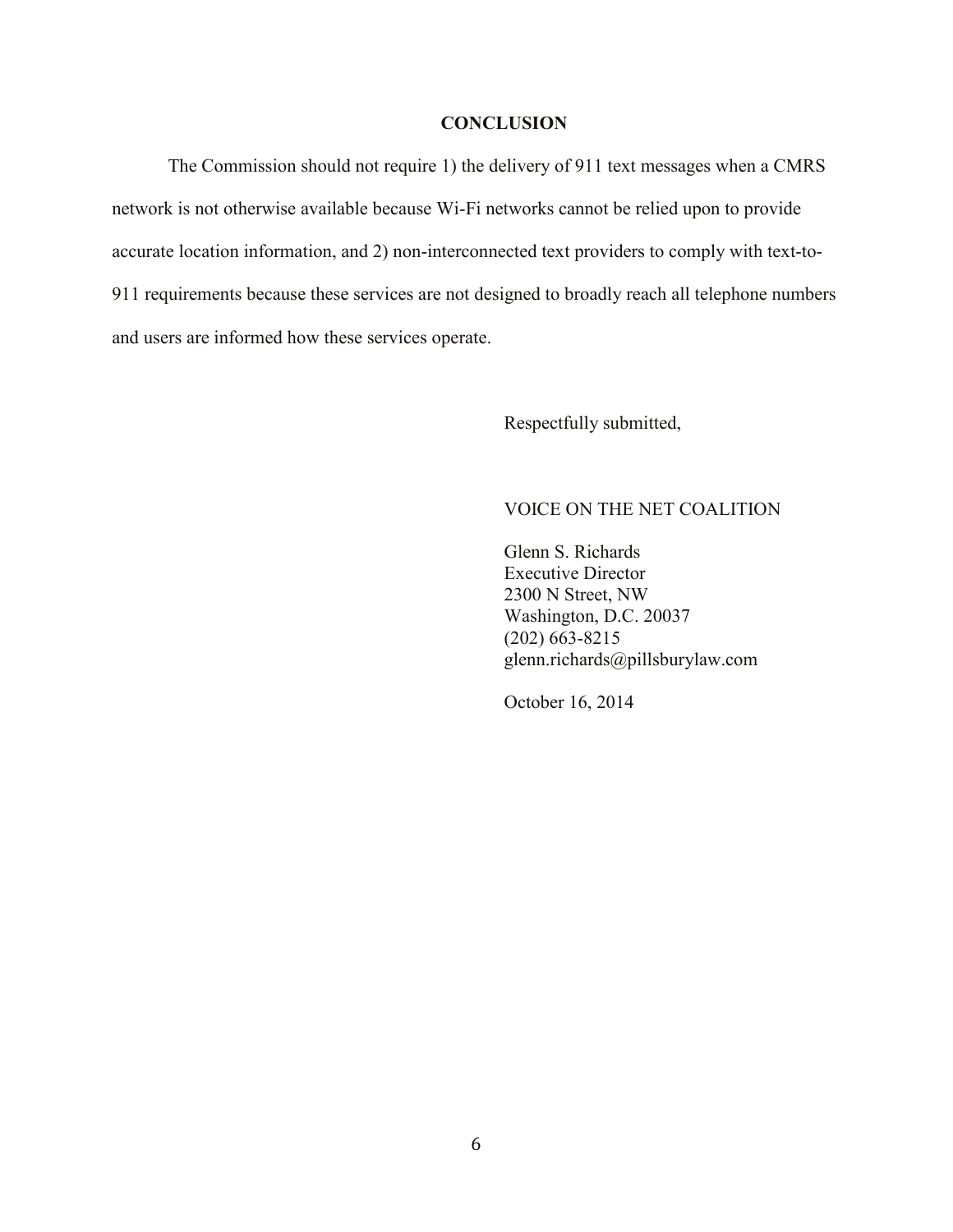## CONCLUSION

The Commission should not require 1) the delivery of 911 text messages when a CMRS network is not otherwise available because Wi-Fi networks cannot be relied upon to provide accurate location information, and 2) non-interconnected text providers to comply with text-to-911 requirements because these services are not designed to broadly reach all telephone numbers and users are informed how these services operate.

Respectfully submitted,

VOICE ON THE NET COALITION

Glenn S. Richards
Executive Director
2300 N Street, NW
Washington, D.C. 20037
(202) 663-8215
glenn.richards@pillsburylaw.com

October 16, 2014